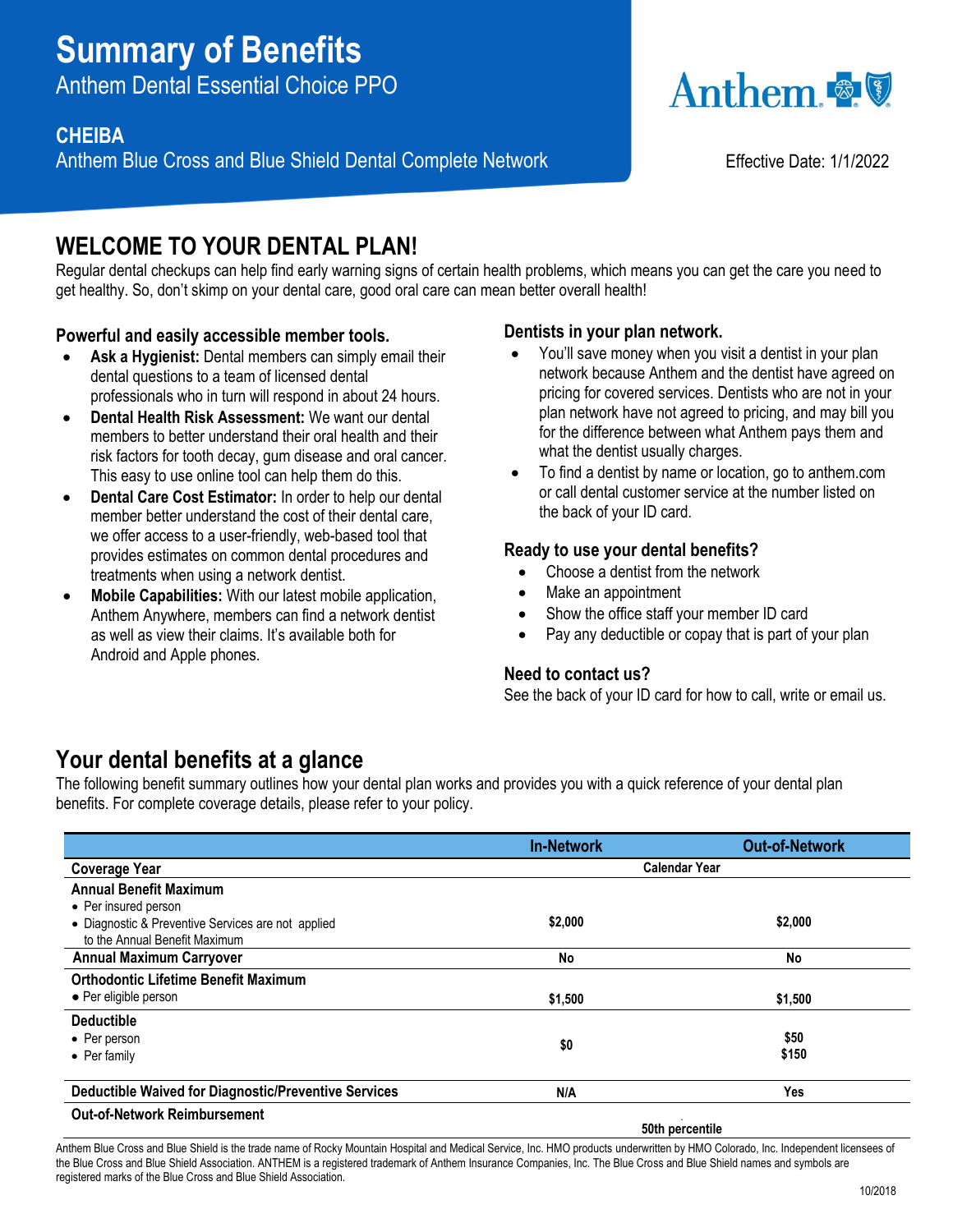# Summary of Benefits

## Anthem Dental Essential Choice PPO

**CHEIBA**

Anthem Blue Cross and Blue Shield Dental Complete Network

Effective Date: 1/1/2022

## WELCOME TO YOUR DENTAL PLAN!

Regular dental checkups can help find early warning signs of certain health problems, which means you can get the care you need to get healthy. So, don't skip on your dental care, good oral care can mean better overall health!

### Powerful and easily accessible member tools.

- **Ask a Hygienist:** Dental members can simply email their dental questions to a team of licensed dental professionals who in turn will respond in about 24 hours.
- **Dental Health Risk Assessment:** We want our dental members to better understand their oral health and their risk factors for tooth decay, gum disease and oral cancer. This easy to use online tool can help them do this.
- **Dental Care Cost Estimator:** In order to help our dental member better understand the cost of their dental care, we offer access to a user-friendly, web-based tool that provides estimates on common dental procedures and treatments when using a network dentist.
- **Mobile Capabilities:** With our latest mobile application, Anthem Anywhere, members can find a network dentist as well as view their claims. It's available both for Android and Apple phones.

### Dentists in your plan network.

- You'll save money when you visit a dentist in your plan network because Anthem and the dentist have agreed on pricing for covered services. Dentists who are not in your plan network have not agreed to pricing, and may bill you for the difference between what Anthem pays them and what the dentist usually charges.
- To find a dentist by name or location, go to anthem.com or call dental customer service at the number listed on the back of your ID card.

### Ready to use your dental benefits?

- Choose a dentist from the network
- Make an appointment
- Show the office staff your member ID card
- Pay any deductible or copay that is part of your plan

### Need to contact us?

See the back of your ID card for how to call, write or email us.

## Your dental benefits at a glance

The following benefit summary outlines how your dental plan works and provides you with a quick reference of your dental plan benefits. For complete coverage details, please refer to your policy.

| | In-Network | Out-of-Network |
|---|---|---|
| **Coverage Year** | Calendar Year | |
| **Annual Benefit Maximum**<br>• Per insured person<br>• Diagnostic & Preventive Services are not applied to the Annual Benefit Maximum | $2,000 | $2,000 |
| **Annual Maximum Carryover** | No | No |
| **Orthodontic Lifetime Benefit Maximum**<br>• Per eligible person | $1,500 | $1,500 |
| **Deductible**<br>• Per person<br>• Per family | $0 | $50<br>$150 |
| **Deductible Waived for Diagnostic/Preventive Services** | N/A | Yes |
| **Out-of-Network Reimbursement** | 50th percentile | |

Anthem Blue Cross and Blue Shield is the trade name of Rocky Mountain Hospital and Medical Service, Inc. HMO products underwritten by HMO Colorado, Inc. Independent licensees of the Blue Cross and Blue Shield Association. ANTHEM is a registered trademark of Anthem Insurance Companies, Inc. The Blue Cross and Blue Shield names and symbols are registered marks of the Blue Cross and Blue Shield Association.

10/2018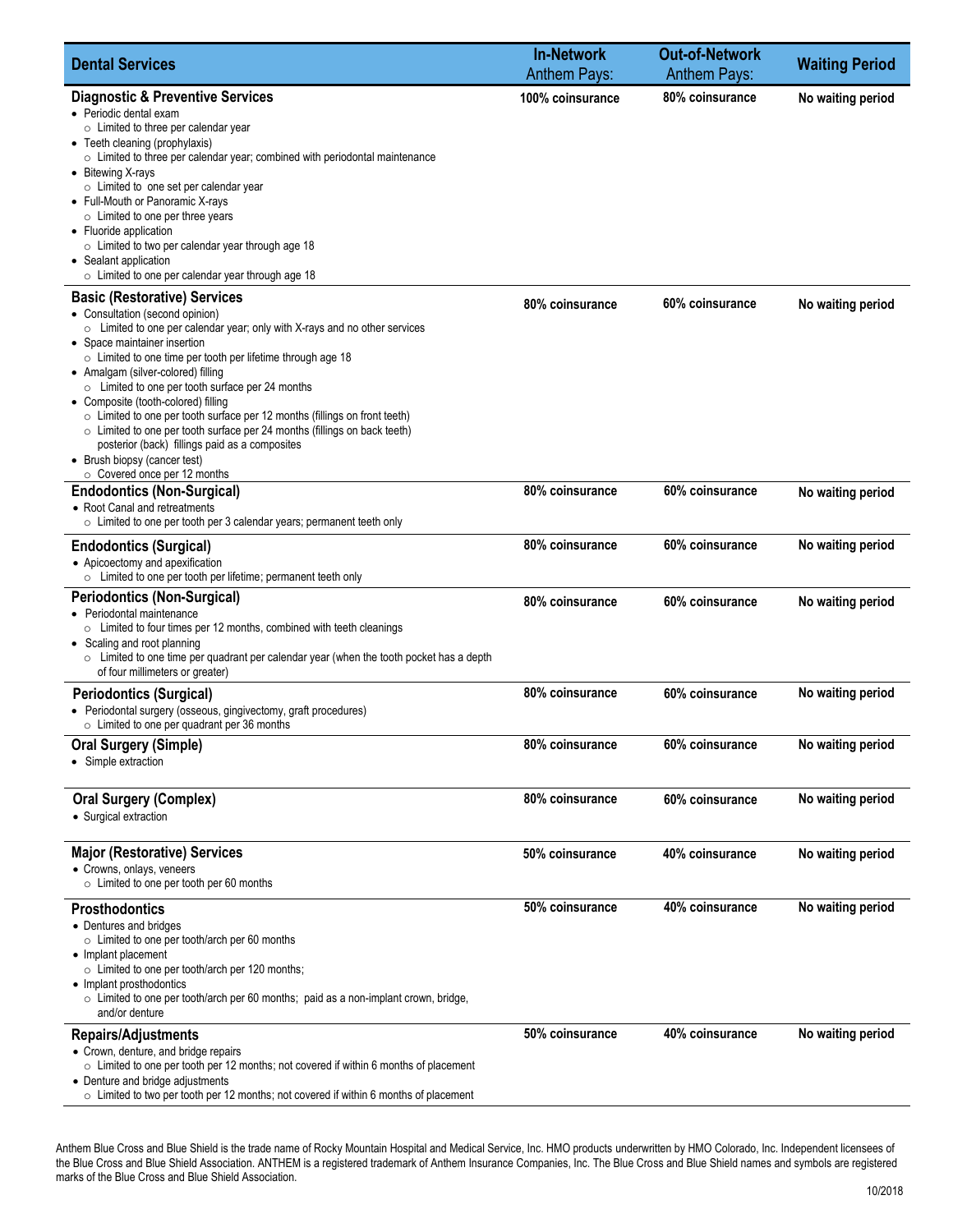| Dental Services | In-Network Anthem Pays: | Out-of-Network Anthem Pays: | Waiting Period |
|---|---|---|---|
| **Diagnostic & Preventive Services**<br>• Periodic dental exam<br>○ Limited to three per calendar year<br>• Teeth cleaning (prophylaxis)<br>○ Limited to three per calendar year; combined with periodontal maintenance<br>• Bitewing X-rays<br>○ Limited to one set per calendar year<br>• Full-Mouth or Panoramic X-rays<br>○ Limited to one per three years<br>• Fluoride application<br>○ Limited to two per calendar year through age 18<br>• Sealant application<br>○ Limited to one per calendar year through age 18 | 100% coinsurance | 80% coinsurance | No waiting period |
| **Basic (Restorative) Services**<br>• Consultation (second opinion)<br>○ Limited to one per calendar year; only with X-rays and no other services<br>• Space maintainer insertion<br>○ Limited to one time per tooth per lifetime through age 18<br>• Amalgam (silver-colored) filling<br>○ Limited to one per tooth surface per 24 months<br>• Composite (tooth-colored) filling<br>○ Limited to one per tooth surface per 12 months (fillings on front teeth)<br>○ Limited to one per tooth surface per 24 months (fillings on back teeth) posterior (back) fillings paid as a composites<br>• Brush biopsy (cancer test)<br>○ Covered once per 12 months | 80% coinsurance | 60% coinsurance | No waiting period |
| **Endodontics (Non-Surgical)**<br>• Root Canal and retreatments<br>○ Limited to one per tooth per 3 calendar years; permanent teeth only | 80% coinsurance | 60% coinsurance | No waiting period |
| **Endodontics (Surgical)**<br>• Apicoectomy and apexification<br>○ Limited to one per tooth per lifetime; permanent teeth only | 80% coinsurance | 60% coinsurance | No waiting period |
| **Periodontics (Non-Surgical)**<br>• Periodontal maintenance<br>○ Limited to four times per 12 months, combined with teeth cleanings<br>• Scaling and root planning<br>○ Limited to one time per quadrant per calendar year (when the tooth pocket has a depth of four millimeters or greater) | 80% coinsurance | 60% coinsurance | No waiting period |
| **Periodontics (Surgical)**<br>• Periodontal surgery (osseous, gingivectomy, graft procedures)<br>○ Limited to one per quadrant per 36 months | 80% coinsurance | 60% coinsurance | No waiting period |
| **Oral Surgery (Simple)**<br>• Simple extraction | 80% coinsurance | 60% coinsurance | No waiting period |
| **Oral Surgery (Complex)**<br>• Surgical extraction | 80% coinsurance | 60% coinsurance | No waiting period |
| **Major (Restorative) Services**<br>• Crowns, onlays, veneers<br>○ Limited to one per tooth per 60 months | 50% coinsurance | 40% coinsurance | No waiting period |
| **Prosthodontics**<br>• Dentures and bridges<br>○ Limited to one per tooth/arch per 60 months<br>• Implant placement<br>○ Limited to one per tooth/arch per 120 months;<br>• Implant prosthodontics<br>○ Limited to one per tooth/arch per 60 months; paid as a non-implant crown, bridge, and/or denture | 50% coinsurance | 40% coinsurance | No waiting period |
| **Repairs/Adjustments**<br>• Crown, denture, and bridge repairs<br>○ Limited to one per tooth per 12 months; not covered if within 6 months of placement<br>• Denture and bridge adjustments<br>○ Limited to two per tooth per 12 months; not covered if within 6 months of placement | 50% coinsurance | 40% coinsurance | No waiting period |

Anthem Blue Cross and Blue Shield is the trade name of Rocky Mountain Hospital and Medical Service, Inc. HMO products underwritten by HMO Colorado, Inc. Independent licensees of the Blue Cross and Blue Shield Association. ANTHEM is a registered trademark of Anthem Insurance Companies, Inc. The Blue Cross and Blue Shield names and symbols are registered marks of the Blue Cross and Blue Shield Association.

10/2018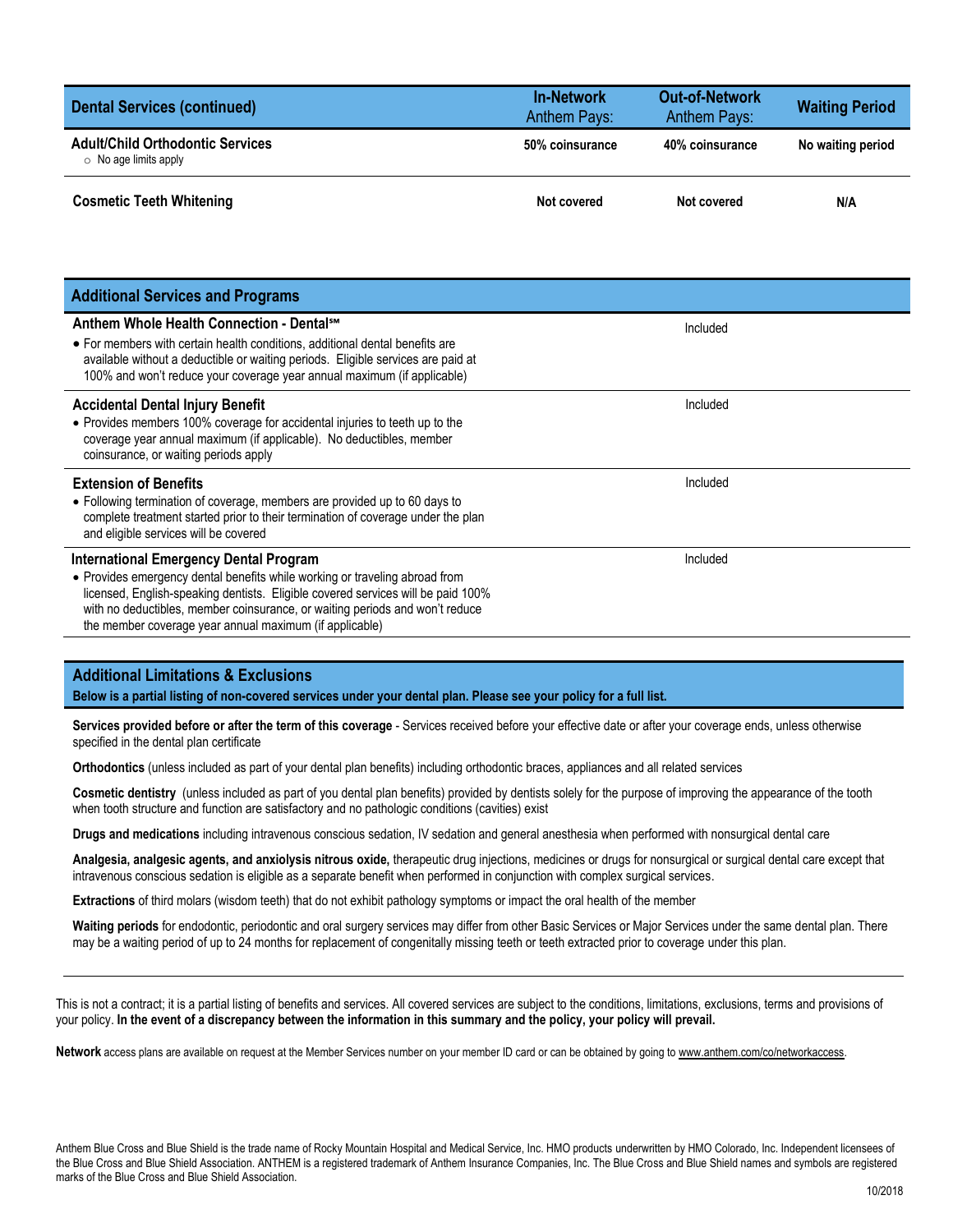| Dental Services (continued) | In-Network Anthem Pays: | Out-of-Network Anthem Pays: | Waiting Period |
|---|---|---|---|
| **Adult/Child Orthodontic Services**<br>○ No age limits apply | **50% coinsurance** | **40% coinsurance** | **No waiting period** |
| **Cosmetic Teeth Whitening** | **Not covered** | **Not covered** | **N/A** |

| Additional Services and Programs | |
|---|---|
| **Anthem Whole Health Connection - Dental℠**<br>• For members with certain health conditions, additional dental benefits are available without a deductible or waiting periods. Eligible services are paid at 100% and won't reduce your coverage year annual maximum (if applicable) | Included |
| **Accidental Dental Injury Benefit**<br>• Provides members 100% coverage for accidental injuries to teeth up to the coverage year annual maximum (if applicable). No deductibles, member coinsurance, or waiting periods apply | Included |
| **Extension of Benefits**<br>• Following termination of coverage, members are provided up to 60 days to complete treatment started prior to their termination of coverage under the plan and eligible services will be covered | Included |
| **International Emergency Dental Program**<br>• Provides emergency dental benefits while working or traveling abroad from licensed, English-speaking dentists. Eligible covered services will be paid 100% with no deductibles, member coinsurance, or waiting periods and won't reduce the member coverage year annual maximum (if applicable) | Included |

## Additional Limitations & Exclusions

**Below is a partial listing of non-covered services under your dental plan. Please see your policy for a full list.**

**Services provided before or after the term of this coverage** - Services received before your effective date or after your coverage ends, unless otherwise specified in the dental plan certificate

**Orthodontics** (unless included as part of your dental plan benefits) including orthodontic braces, appliances and all related services

**Cosmetic dentistry** (unless included as part of you dental plan benefits) provided by dentists solely for the purpose of improving the appearance of the tooth when tooth structure and function are satisfactory and no pathologic conditions (cavities) exist

**Drugs and medications** including intravenous conscious sedation, IV sedation and general anesthesia when performed with nonsurgical dental care

**Analgesia, analgesic agents, and anxiolysis nitrous oxide,** therapeutic drug injections, medicines or drugs for nonsurgical or surgical dental care except that intravenous conscious sedation is eligible as a separate benefit when performed in conjunction with complex surgical services.

**Extractions** of third molars (wisdom teeth) that do not exhibit pathology symptoms or impact the oral health of the member

**Waiting periods** for endodontic, periodontic and oral surgery services may differ from other Basic Services or Major Services under the same dental plan. There may be a waiting period of up to 24 months for replacement of congenitally missing teeth or teeth extracted prior to coverage under this plan.

---

This is not a contract; it is a partial listing of benefits and services. All covered services are subject to the conditions, limitations, exclusions, terms and provisions of your policy. **In the event of a discrepancy between the information in this summary and the policy, your policy will prevail.**

**Network** access plans are available on request at the Member Services number on your member ID card or can be obtained by going to www.anthem.com/co/networkaccess.

Anthem Blue Cross and Blue Shield is the trade name of Rocky Mountain Hospital and Medical Service, Inc. HMO products underwritten by HMO Colorado, Inc. Independent licensees of the Blue Cross and Blue Shield Association. ANTHEM is a registered trademark of Anthem Insurance Companies, Inc. The Blue Cross and Blue Shield names and symbols are registered marks of the Blue Cross and Blue Shield Association.

10/2018